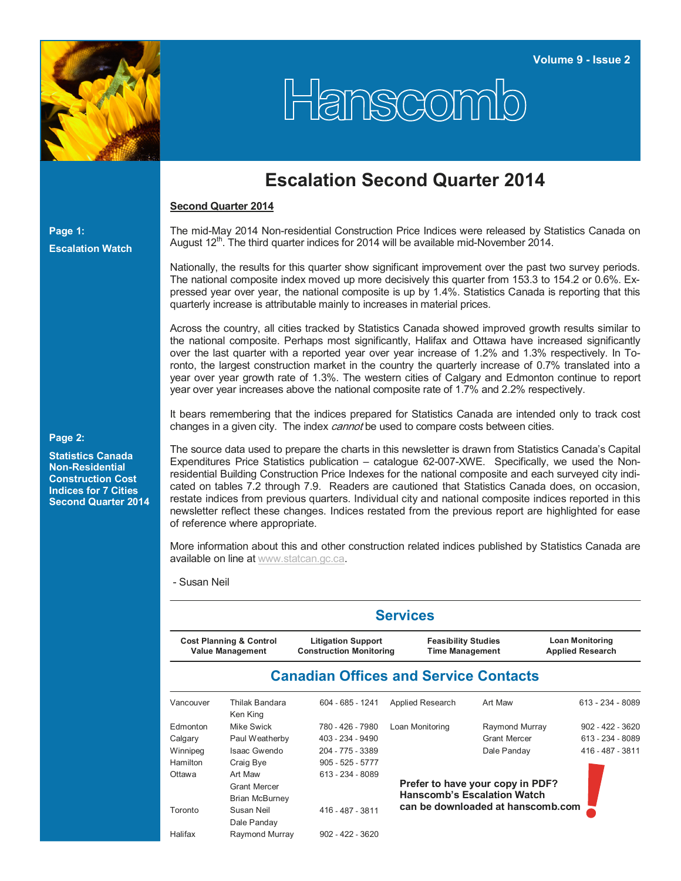# Hanscomb

Volume 9 - Issue 2

**Page 1:**
**Escalation Watch**

**Page 2:**
**Statistics Canada Non-Residential Construction Cost Indices for 7 Cities Second Quarter 2014**

## Escalation Second Quarter 2014

**Second Quarter 2014**

The mid-May 2014 Non-residential Construction Price Indices were released by Statistics Canada on August 12th. The third quarter indices for 2014 will be available mid-November 2014.

Nationally, the results for this quarter show significant improvement over the past two survey periods. The national composite index moved up more decisively this quarter from 153.3 to 154.2 or 0.6%. Expressed year over year, the national composite is up by 1.4%. Statistics Canada is reporting that this quarterly increase is attributable mainly to increases in material prices.

Across the country, all cities tracked by Statistics Canada showed improved growth results similar to the national composite. Perhaps most significantly, Halifax and Ottawa have increased significantly over the last quarter with a reported year over year increase of 1.2% and 1.3% respectively. In Toronto, the largest construction market in the country the quarterly increase of 0.7% translated into a year over year growth rate of 1.3%. The western cities of Calgary and Edmonton continue to report year over year increases above the national composite rate of 1.7% and 2.2% respectively.

It bears remembering that the indices prepared for Statistics Canada are intended only to track cost changes in a given city. The index *cannot* be used to compare costs between cities.

The source data used to prepare the charts in this newsletter is drawn from Statistics Canada's Capital Expenditures Price Statistics publication – catalogue 62-007-XWE. Specifically, we used the Non-residential Building Construction Price Indexes for the national composite and each surveyed city indicated on tables 7.2 through 7.9. Readers are cautioned that Statistics Canada does, on occasion, restate indices from previous quarters. Individual city and national composite indices reported in this newsletter reflect these changes. Indices restated from the previous report are highlighted for ease of reference where appropriate.

More information about this and other construction related indices published by Statistics Canada are available on line at www.statcan.gc.ca.

- Susan Neil

## Services

| Cost Planning & Control<br>Value Management | Litigation Support<br>Construction Monitoring | Feasibility Studies<br>Time Management | Loan Monitoring<br>Applied Research |
|---|---|---|---|

## Canadian Offices and Service Contacts

| City | Contact | Phone |
|---|---|---|
| Vancouver | Thilak Bandara<br>Ken King | 604 - 685 - 1241 |
| Edmonton | Mike Swick | 780 - 426 - 7980 |
| Calgary | Paul Weatherby | 403 - 234 - 9490 |
| Winnipeg | Isaac Gwendo | 204 - 775 - 3389 |
| Hamilton | Craig Bye | 905 - 525 - 5777 |
| Ottawa | Art Maw<br>Grant Mercer<br>Brian McBurney | 613 - 234 - 8089 |
| Toronto | Susan Neil<br>Dale Panday | 416 - 487 - 3811 |
| Halifax | Raymond Murray | 902 - 422 - 3620 |

| Service | Contact | Phone |
|---|---|---|
| Applied Research | Art Maw | 613 - 234 - 8089 |
| Loan Monitoring | Raymond Murray | 902 - 422 - 3620 |
| | Grant Mercer | 613 - 234 - 8089 |
| | Dale Panday | 416 - 487 - 3811 |

**Prefer to have your copy in PDF? Hanscomb's Escalation Watch can be downloaded at hanscomb.com**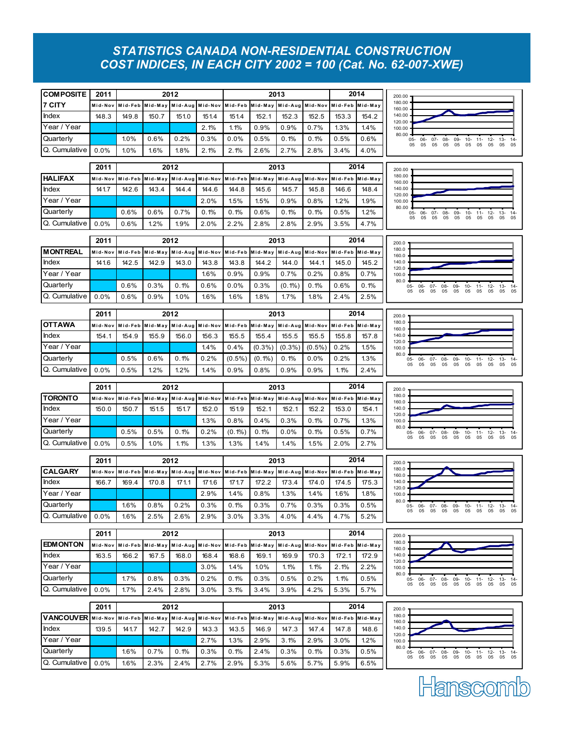# STATISTICS CANADA NON-RESIDENTIAL CONSTRUCTION COST INDICES, IN EACH CITY 2002 = 100 (Cat. No. 62-007-XWE)

| COMPOSITE | 2011 | 2012 | | | | 2013 | | | | 2014 | |
|---|---|---|---|---|---|---|---|---|---|---|---|
| 7 CITY | Mid-Nov | Mid-Feb | Mid-May | Mid-Aug | Mid-Nov | Mid-Feb | Mid-May | Mid-Aug | Mid-Nov | Mid-Feb | Mid-May |
| Index | 148.3 | 149.8 | 150.7 | 151.0 | 151.4 | 151.4 | 152.1 | 152.3 | 152.5 | 153.3 | 154.2 |
| Year / Year | | | | | 2.1% | 1.1% | 0.9% | 0.9% | 0.7% | 1.3% | 1.4% |
| Quarterly | | 1.0% | 0.6% | 0.2% | 0.3% | 0.0% | 0.5% | 0.1% | 0.1% | 0.5% | 0.6% |
| Q. Cumulative | 0.0% | 1.0% | 1.6% | 1.8% | 2.1% | 2.1% | 2.6% | 2.7% | 2.8% | 3.4% | 4.0% |

200.00
180.00
160.00
140.00
120.00
100.00
80.00
05-05 06-05 07-05 08-05 09-05 10-05 11-05 12-05 13-05 14-05

| | 2011 | 2012 | | | | 2013 | | | | 2014 | |
|---|---|---|---|---|---|---|---|---|---|---|---|
| HALIFAX | Mid-Nov | Mid-Feb | Mid-May | Mid-Aug | Mid-Nov | Mid-Feb | Mid-May | Mid-Aug | Mid-Nov | Mid-Feb | Mid-May |
| Index | 141.7 | 142.6 | 143.4 | 144.4 | 144.6 | 144.8 | 145.6 | 145.7 | 145.8 | 146.6 | 148.4 |
| Year / Year | | | | | 2.0% | 1.5% | 1.5% | 0.9% | 0.8% | 1.2% | 1.9% |
| Quarterly | | 0.6% | 0.6% | 0.7% | 0.1% | 0.1% | 0.6% | 0.1% | 0.1% | 0.5% | 1.2% |
| Q. Cumulative | 0.0% | 0.6% | 1.2% | 1.9% | 2.0% | 2.2% | 2.8% | 2.8% | 2.9% | 3.5% | 4.7% |

200.00
180.00
160.00
140.00
120.00
100.00
80.00
05-05 06-05 07-05 08-05 09-05 10-05 11-05 12-05 13-05 14-05

| | 2011 | 2012 | | | | 2013 | | | | 2014 | |
|---|---|---|---|---|---|---|---|---|---|---|---|
| MONTREAL | Mid-Nov | Mid-Feb | Mid-May | Mid-Aug | Mid-Nov | Mid-Feb | Mid-May | Mid-Aug | Mid-Nov | Mid-Feb | Mid-May |
| Index | 141.6 | 142.5 | 142.9 | 143.0 | 143.8 | 143.8 | 144.2 | 144.0 | 144.1 | 145.0 | 145.2 |
| Year / Year | | | | | 1.6% | 0.9% | 0.9% | 0.7% | 0.2% | 0.8% | 0.7% |
| Quarterly | | 0.6% | 0.3% | 0.1% | 0.6% | 0.0% | 0.3% | (0.1%) | 0.1% | 0.6% | 0.1% |
| Q. Cumulative | 0.0% | 0.6% | 0.9% | 1.0% | 1.6% | 1.6% | 1.8% | 1.7% | 1.8% | 2.4% | 2.5% |

200.0
180.0
160.0
140.0
120.0
100.0
80.0
05-05 06-05 07-05 08-05 09-05 10-05 11-05 12-05 13-05 14-05

| | 2011 | 2012 | | | | 2013 | | | | 2014 | |
|---|---|---|---|---|---|---|---|---|---|---|---|
| OTTAWA | Mid-Nov | Mid-Feb | Mid-May | Mid-Aug | Mid-Nov | Mid-Feb | Mid-May | Mid-Aug | Mid-Nov | Mid-Feb | Mid-May |
| Index | 154.1 | 154.9 | 155.9 | 156.0 | 156.3 | 155.5 | 155.4 | 155.5 | 155.5 | 155.8 | 157.8 |
| Year / Year | | | | | 1.4% | 0.4% | (0.3%) | (0.3%) | (0.5%) | 0.2% | 1.5% |
| Quarterly | | 0.5% | 0.6% | 0.1% | 0.2% | (0.5%) | (0.1%) | 0.1% | 0.0% | 0.2% | 1.3% |
| Q. Cumulative | 0.0% | 0.5% | 1.2% | 1.2% | 1.4% | 0.9% | 0.8% | 0.9% | 0.9% | 1.1% | 2.4% |

200.0
180.0
160.0
140.0
120.0
100.0
80.0
05-05 06-05 07-05 08-05 09-05 10-05 11-05 12-05 13-05 14-05

| | 2011 | 2012 | | | | 2013 | | | | 2014 | |
|---|---|---|---|---|---|---|---|---|---|---|---|
| TORONTO | Mid-Nov | Mid-Feb | Mid-May | Mid-Aug | Mid-Nov | Mid-Feb | Mid-May | Mid-Aug | Mid-Nov | Mid-Feb | Mid-May |
| Index | 150.0 | 150.7 | 151.5 | 151.7 | 152.0 | 151.9 | 152.1 | 152.1 | 152.2 | 153.0 | 154.1 |
| Year / Year | | | | | 1.3% | 0.8% | 0.4% | 0.3% | 0.1% | 0.7% | 1.3% |
| Quarterly | | 0.5% | 0.5% | 0.1% | 0.2% | (0.1%) | 0.1% | 0.0% | 0.1% | 0.5% | 0.7% |
| Q. Cumulative | 0.0% | 0.5% | 1.0% | 1.1% | 1.3% | 1.3% | 1.4% | 1.4% | 1.5% | 2.0% | 2.7% |

200.0
180.0
160.0
140.0
120.0
100.0
80.0
05-05 06-05 07-05 08-05 09-05 10-05 11-05 12-05 13-05 14-05

| | 2011 | 2012 | | | | 2013 | | | | 2014 | |
|---|---|---|---|---|---|---|---|---|---|---|---|
| CALGARY | Mid-Nov | Mid-Feb | Mid-May | Mid-Aug | Mid-Nov | Mid-Feb | Mid-May | Mid-Aug | Mid-Nov | Mid-Feb | Mid-May |
| Index | 166.7 | 169.4 | 170.8 | 171.1 | 171.6 | 171.7 | 172.2 | 173.4 | 174.0 | 174.5 | 175.3 |
| Year / Year | | | | | 2.9% | 1.4% | 0.8% | 1.3% | 1.4% | 1.6% | 1.8% |
| Quarterly | | 1.6% | 0.8% | 0.2% | 0.3% | 0.1% | 0.3% | 0.7% | 0.3% | 0.3% | 0.5% |
| Q. Cumulative | 0.0% | 1.6% | 2.5% | 2.6% | 2.9% | 3.0% | 3.3% | 4.0% | 4.4% | 4.7% | 5.2% |

200.0
180.0
160.0
140.0
120.0
100.0
80.0
05-05 06-05 07-05 08-05 09-05 10-05 11-05 12-05 13-05 14-05

| | 2011 | 2012 | | | | 2013 | | | | 2014 | |
|---|---|---|---|---|---|---|---|---|---|---|---|
| EDMONTON | Mid-Nov | Mid-Feb | Mid-May | Mid-Aug | Mid-Nov | Mid-Feb | Mid-May | Mid-Aug | Mid-Nov | Mid-Feb | Mid-May |
| Index | 163.5 | 166.2 | 167.5 | 168.0 | 168.4 | 168.6 | 169.1 | 169.9 | 170.3 | 172.1 | 172.9 |
| Year / Year | | | | | 3.0% | 1.4% | 1.0% | 1.1% | 1.1% | 2.1% | 2.2% |
| Quarterly | | 1.7% | 0.8% | 0.3% | 0.2% | 0.1% | 0.3% | 0.5% | 0.2% | 1.1% | 0.5% |
| Q. Cumulative | 0.0% | 1.7% | 2.4% | 2.8% | 3.0% | 3.1% | 3.4% | 3.9% | 4.2% | 5.3% | 5.7% |

200.0
180.0
160.0
140.0
120.0
100.0
80.0
05-05 06-05 07-05 08-05 09-05 10-05 11-05 12-05 13-05 14-05

| | 2011 | 2012 | | | | 2013 | | | | 2014 | |
|---|---|---|---|---|---|---|---|---|---|---|---|
| VANCOUVER | Mid-Nov | Mid-Feb | Mid-May | Mid-Aug | Mid-Nov | Mid-Feb | Mid-May | Mid-Aug | Mid-Nov | Mid-Feb | Mid-May |
| Index | 139.5 | 141.7 | 142.7 | 142.9 | 143.3 | 143.5 | 146.9 | 147.3 | 147.4 | 147.8 | 148.6 |
| Year / Year | | | | | 2.7% | 1.3% | 2.9% | 3.1% | 2.9% | 3.0% | 1.2% |
| Quarterly | | 1.6% | 0.7% | 0.1% | 0.3% | 0.1% | 2.4% | 0.3% | 0.1% | 0.3% | 0.5% |
| Q. Cumulative | 0.0% | 1.6% | 2.3% | 2.4% | 2.7% | 2.9% | 5.3% | 5.6% | 5.7% | 5.9% | 6.5% |

200.0
180.0
160.0
140.0
120.0
100.0
80.0
05-05 06-05 07-05 08-05 09-05 10-05 11-05 12-05 13-05 14-05

Hanscomb